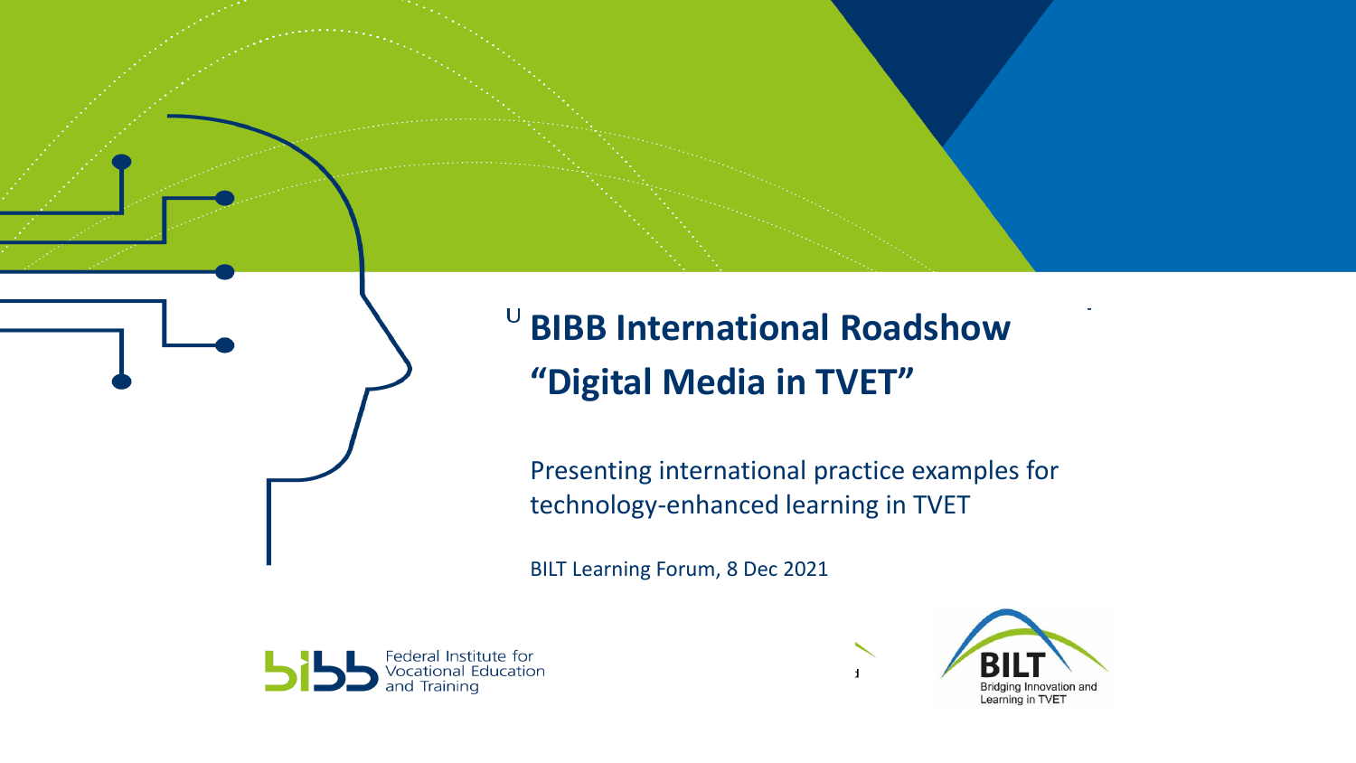# BIBB International Roadshow "Digital Media in TVET"

Presenting international practice examples for technology-enhanced learning in TVET

BILT Learning Forum, 8 Dec 2021

Federal Institute for Vocational Education and Training

BILT Bridging Innovation and Learning in TVET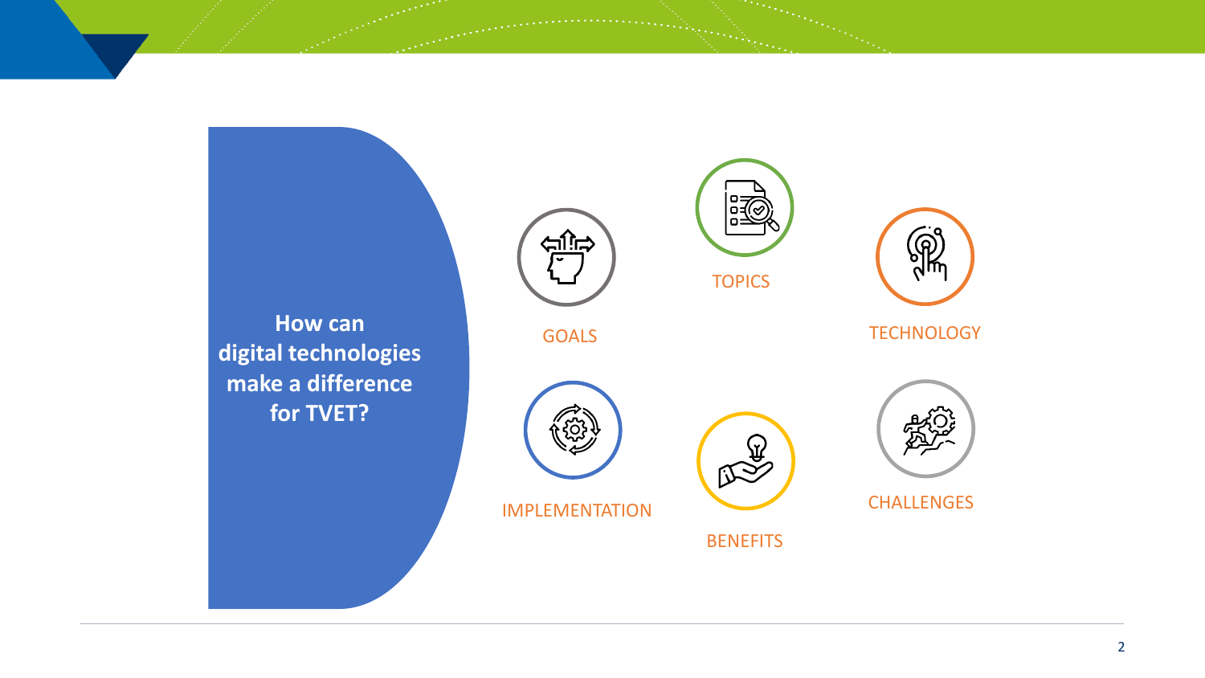**How can digital technologies make a difference for TVET?**

- GOALS
- TOPICS
- TECHNOLOGY
- IMPLEMENTATION
- BENEFITS
- CHALLENGES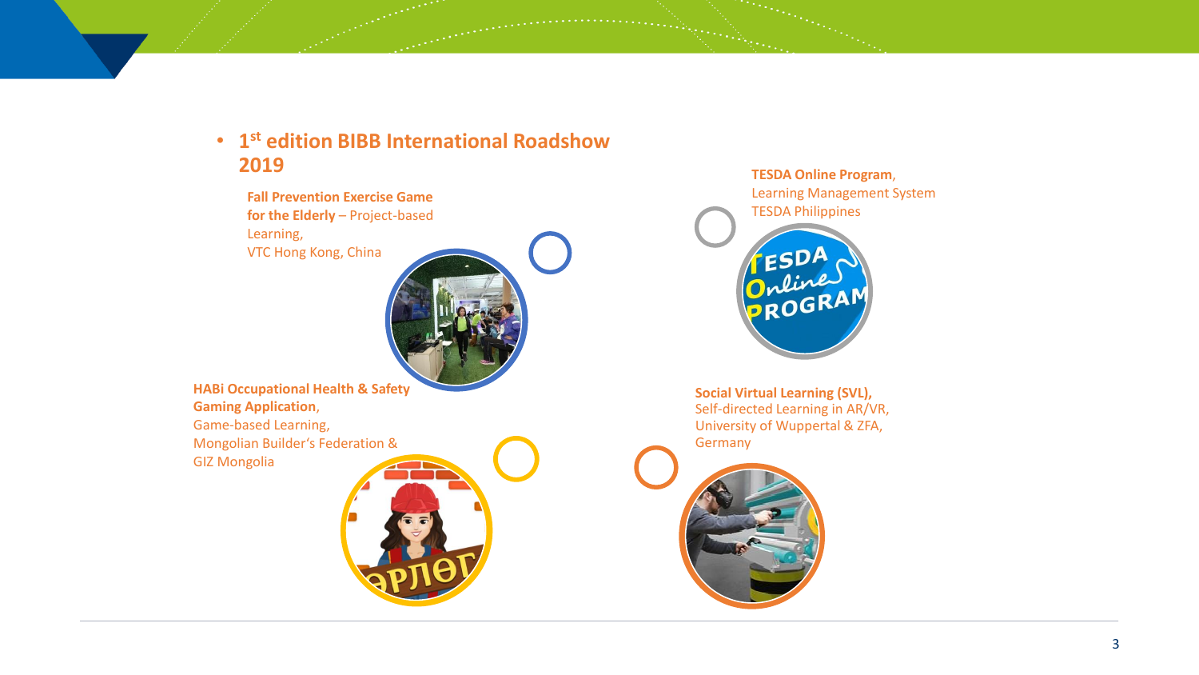- **1st edition BIBB International Roadshow 2019**

**Fall Prevention Exercise Game for the Elderly** – Project-based Learning,
VTC Hong Kong, China

**HABi Occupational Health & Safety Gaming Application**,
Game-based Learning,
Mongolian Builder's Federation &
GIZ Mongolia

**TESDA Online Program**,
Learning Management System
TESDA Philippines

**Social Virtual Learning (SVL)**,
Self-directed Learning in AR/VR,
University of Wuppertal & ZFA,
Germany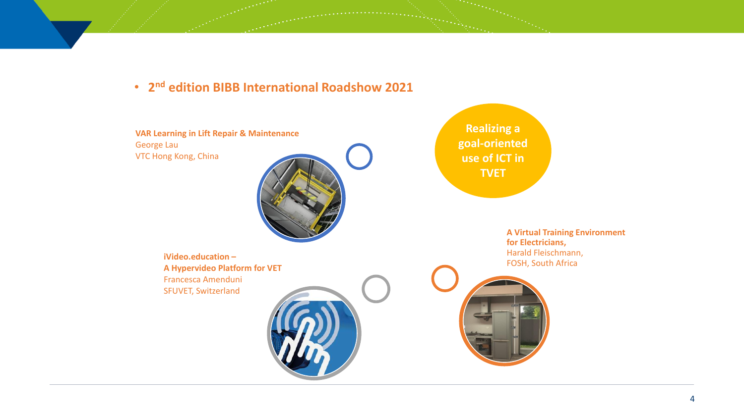- **2[nd] edition BIBB International Roadshow 2021**

**Realizing a goal-oriented use of ICT in TVET**

**VAR Learning in Lift Repair & Maintenance**
George Lau
VTC Hong Kong, China

**iVideo.education – A Hypervideo Platform for VET**
Francesca Amenduni
SFUVET, Switzerland

**A Virtual Training Environment for Electricians,**
Harald Fleischmann,
FOSH, South Africa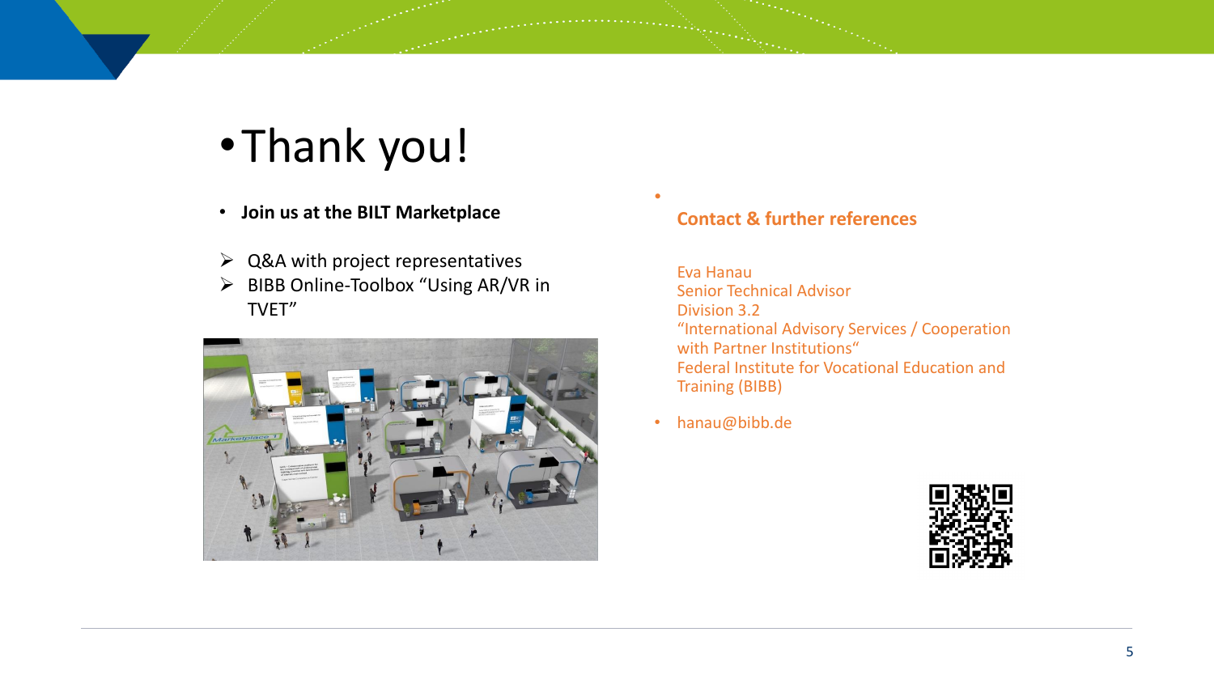# Thank you!

- **Join us at the BILT Marketplace**

- Q&A with project representatives
- BIBB Online-Toolbox “Using AR/VR in TVET”

## Contact & further references

Eva Hanau
Senior Technical Advisor
Division 3.2
“International Advisory Services / Cooperation with Partner Institutions“
Federal Institute for Vocational Education and Training (BIBB)

- hanau@bibb.de